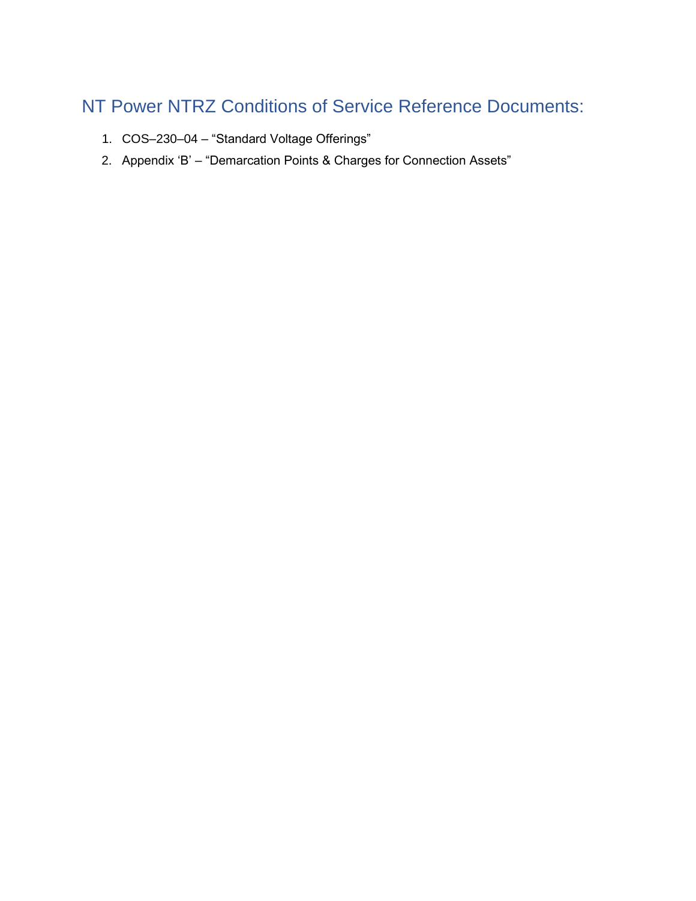# NT Power NTRZ Conditions of Service Reference Documents:

1. COS–230–04 – “Standard Voltage Offerings”
2. Appendix ‘B’ – “Demarcation Points & Charges for Connection Assets”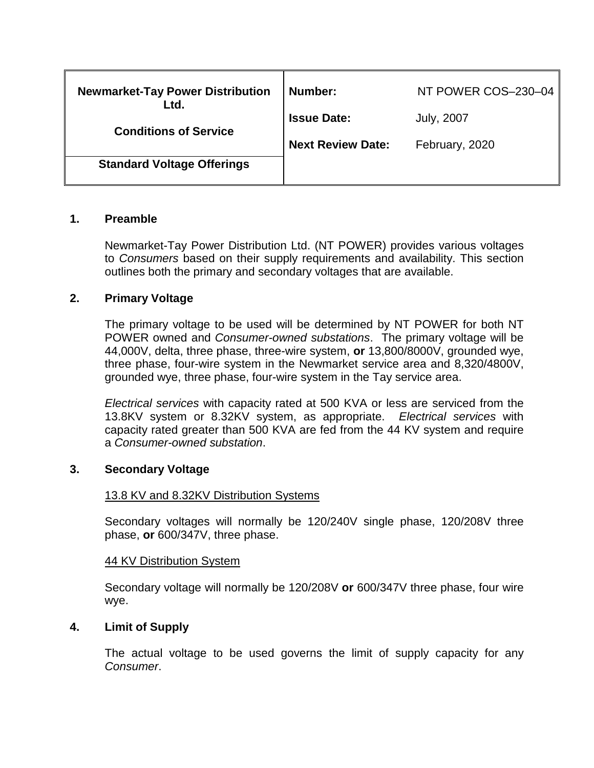| Newmarket-Tay Power Distribution Ltd.<br><br>Conditions of Service | Number: | NT POWER COS–230–04 |
|---|---|---|
| | Issue Date: | July, 2007 |
| | Next Review Date: | February, 2020 |
| Standard Voltage Offerings | | |

## 1. Preamble

Newmarket-Tay Power Distribution Ltd. (NT POWER) provides various voltages to *Consumers* based on their supply requirements and availability. This section outlines both the primary and secondary voltages that are available.

## 2. Primary Voltage

The primary voltage to be used will be determined by NT POWER for both NT POWER owned and *Consumer-owned substations*. The primary voltage will be 44,000V, delta, three phase, three-wire system, **or** 13,800/8000V, grounded wye, three phase, four-wire system in the Newmarket service area and 8,320/4800V, grounded wye, three phase, four-wire system in the Tay service area.

*Electrical services* with capacity rated at 500 KVA or less are serviced from the 13.8KV system or 8.32KV system, as appropriate. *Electrical services* with capacity rated greater than 500 KVA are fed from the 44 KV system and require a *Consumer-owned substation*.

## 3. Secondary Voltage

13.8 KV and 8.32KV Distribution Systems

Secondary voltages will normally be 120/240V single phase, 120/208V three phase, **or** 600/347V, three phase.

44 KV Distribution System

Secondary voltage will normally be 120/208V **or** 600/347V three phase, four wire wye.

## 4. Limit of Supply

The actual voltage to be used governs the limit of supply capacity for any *Consumer*.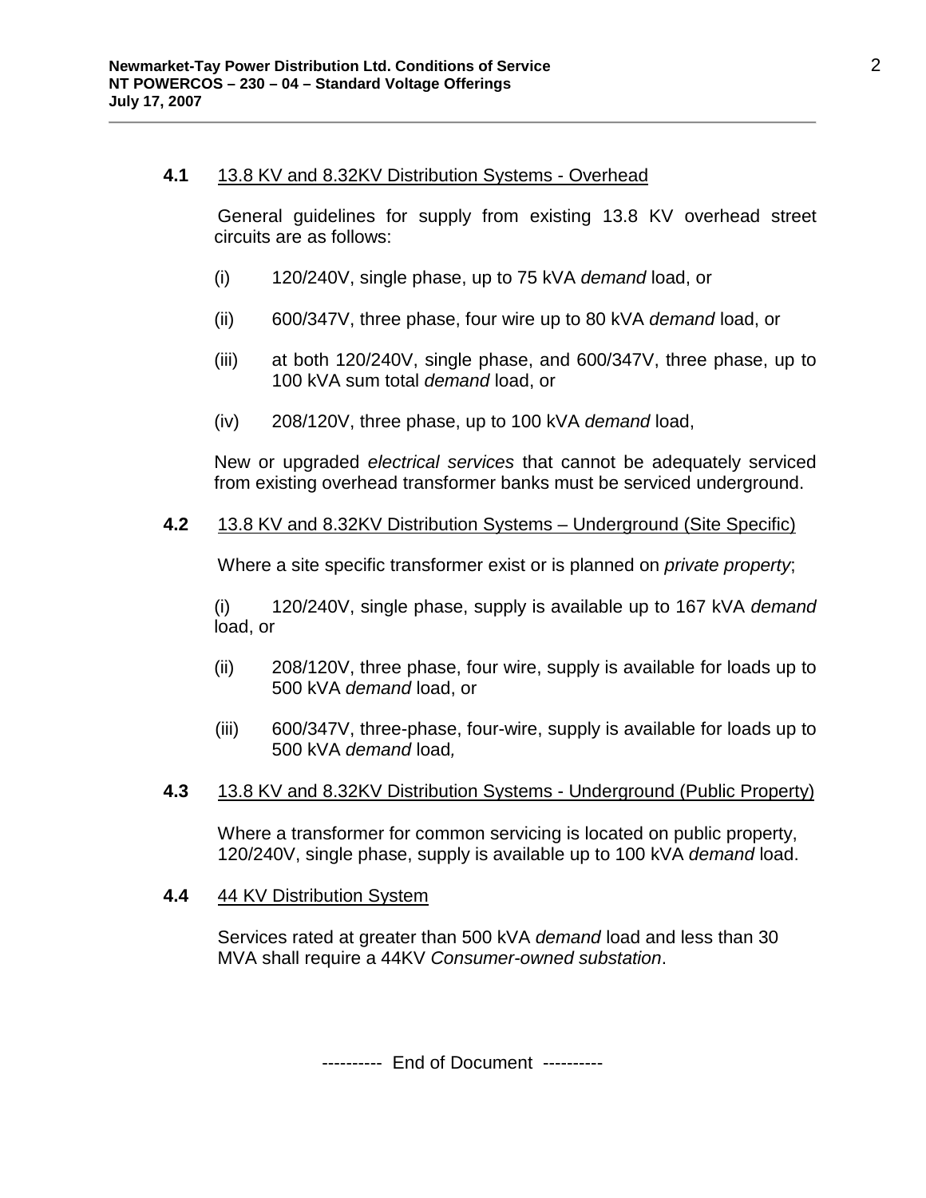**4.1** 13.8 KV and 8.32KV Distribution Systems - Overhead

General guidelines for supply from existing 13.8 KV overhead street circuits are as follows:

(i) 120/240V, single phase, up to 75 kVA *demand* load, or

(ii) 600/347V, three phase, four wire up to 80 kVA *demand* load, or

(iii) at both 120/240V, single phase, and 600/347V, three phase, up to 100 kVA sum total *demand* load, or

(iv) 208/120V, three phase, up to 100 kVA *demand* load,

New or upgraded *electrical services* that cannot be adequately serviced from existing overhead transformer banks must be serviced underground.

**4.2** 13.8 KV and 8.32KV Distribution Systems – Underground (Site Specific)

Where a site specific transformer exist or is planned on *private property*;

(i) 120/240V, single phase, supply is available up to 167 kVA *demand* load, or

(ii) 208/120V, three phase, four wire, supply is available for loads up to 500 kVA *demand* load, or

(iii) 600/347V, three-phase, four-wire, supply is available for loads up to 500 kVA *demand* load,

**4.3** 13.8 KV and 8.32KV Distribution Systems - Underground (Public Property)

Where a transformer for common servicing is located on public property, 120/240V, single phase, supply is available up to 100 kVA *demand* load.

**4.4** 44 KV Distribution System

Services rated at greater than 500 kVA *demand* load and less than 30 MVA shall require a 44KV *Consumer-owned substation*.

---------- End of Document ----------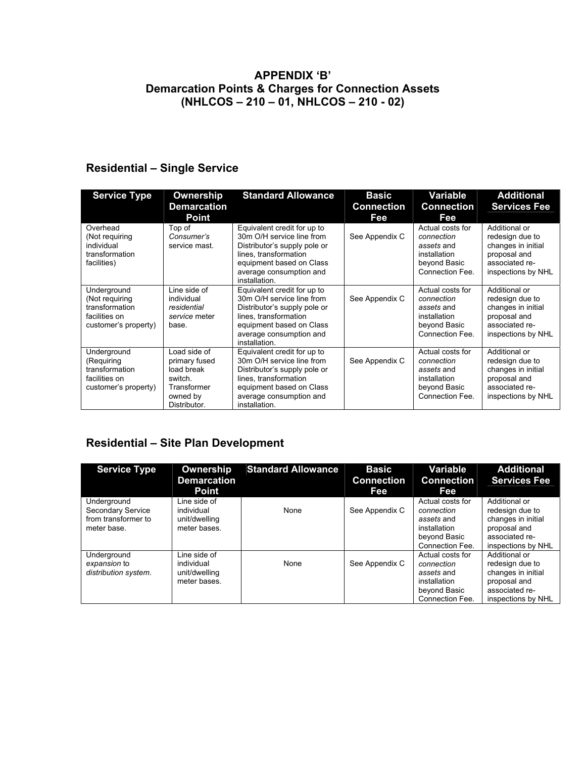# APPENDIX 'B'
# Demarcation Points & Charges for Connection Assets
# (NHLCOS – 210 – 01, NHLCOS – 210 - 02)

## Residential – Single Service

| Service Type | Ownership Demarcation Point | Standard Allowance | Basic Connection Fee | Variable Connection Fee | Additional Services Fee |
|---|---|---|---|---|---|
| Overhead (Not requiring individual transformation facilities) | Top of *Consumer's* service mast. | Equivalent credit for up to 30m O/H service line from Distributor's supply pole or lines, transformation equipment based on Class average consumption and installation. | See Appendix C | Actual costs for *connection assets* and installation beyond Basic Connection Fee. | Additional or redesign due to changes in initial proposal and associated re-inspections by NHL |
| Underground (Not requiring transformation facilities on customer's property) | Line side of individual *residential service* meter base. | Equivalent credit for up to 30m O/H service line from Distributor's supply pole or lines, transformation equipment based on Class average consumption and installation. | See Appendix C | Actual costs for *connection assets* and installation beyond Basic Connection Fee. | Additional or redesign due to changes in initial proposal and associated re-inspections by NHL |
| Underground (Requiring transformation facilities on customer's property) | Load side of primary fused load break switch. Transformer owned by Distributor. | Equivalent credit for up to 30m O/H service line from Distributor's supply pole or lines, transformation equipment based on Class average consumption and installation. | See Appendix C | Actual costs for *connection assets* and installation beyond Basic Connection Fee. | Additional or redesign due to changes in initial proposal and associated re-inspections by NHL |

## Residential – Site Plan Development

| Service Type | Ownership Demarcation Point | Standard Allowance | Basic Connection Fee | Variable Connection Fee | Additional Services Fee |
|---|---|---|---|---|---|
| Underground Secondary Service from transformer to meter base. | Line side of individual unit/dwelling meter bases. | None | See Appendix C | Actual costs for *connection assets* and installation beyond Basic Connection Fee. | Additional or redesign due to changes in initial proposal and associated re-inspections by NHL |
| Underground *expansion* to *distribution system.* | Line side of individual unit/dwelling meter bases. | None | See Appendix C | Actual costs for *connection assets* and installation beyond Basic Connection Fee. | Additional or redesign due to changes in initial proposal and associated re-inspections by NHL |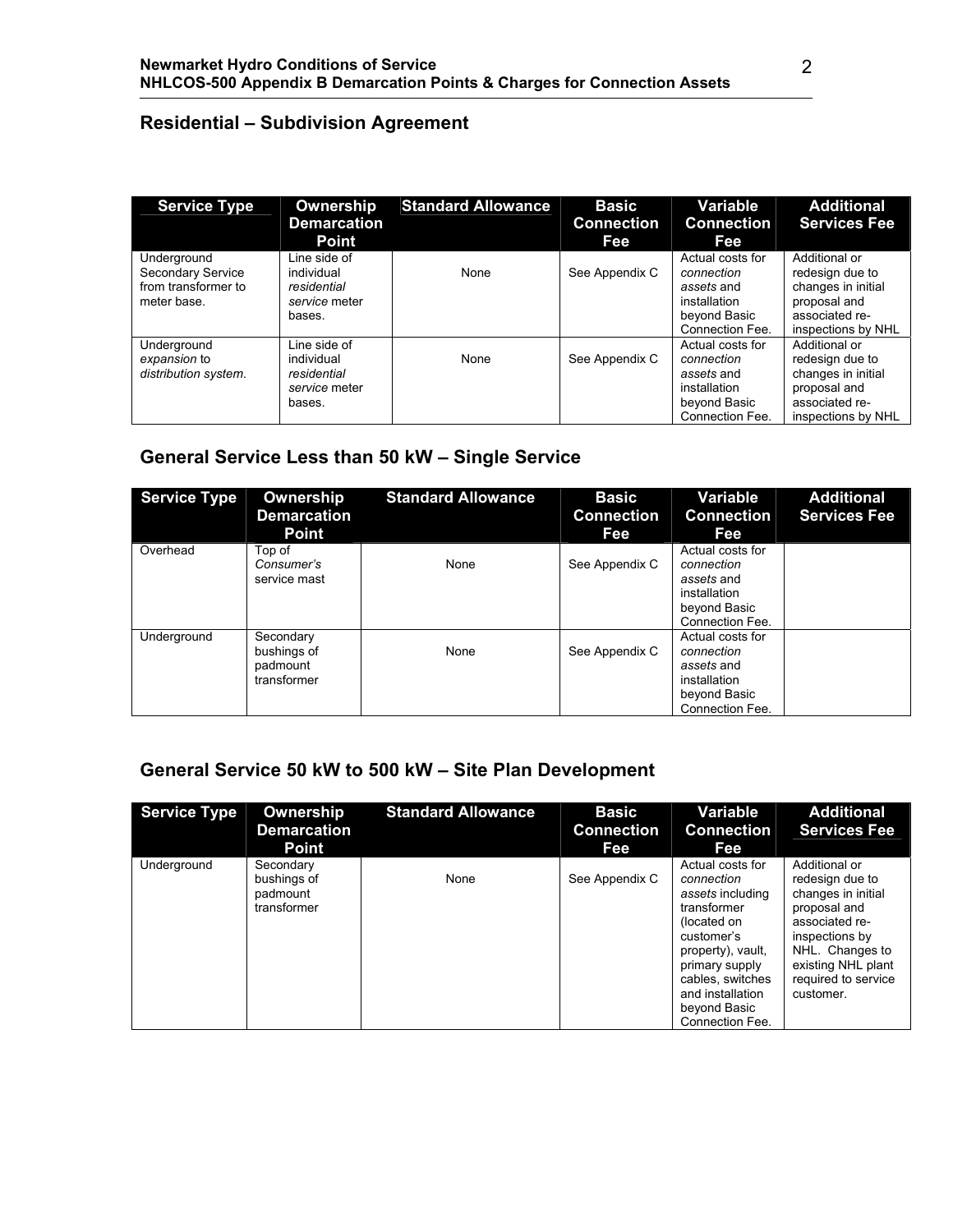## Residential – Subdivision Agreement

| Service Type | Ownership Demarcation Point | Standard Allowance | Basic Connection Fee | Variable Connection Fee | Additional Services Fee |
|---|---|---|---|---|---|
| Underground Secondary Service from transformer to meter base. | Line side of individual *residential service* meter bases. | None | See Appendix C | Actual costs for *connection assets* and installation beyond Basic Connection Fee. | Additional or redesign due to changes in initial proposal and associated re-inspections by NHL |
| Underground *expansion* to *distribution system*. | Line side of individual *residential service* meter bases. | None | See Appendix C | Actual costs for *connection assets* and installation beyond Basic Connection Fee. | Additional or redesign due to changes in initial proposal and associated re-inspections by NHL |

## General Service Less than 50 kW – Single Service

| Service Type | Ownership Demarcation Point | Standard Allowance | Basic Connection Fee | Variable Connection Fee | Additional Services Fee |
|---|---|---|---|---|---|
| Overhead | Top of *Consumer's* service mast | None | See Appendix C | Actual costs for *connection assets* and installation beyond Basic Connection Fee. | |
| Underground | Secondary bushings of padmount transformer | None | See Appendix C | Actual costs for *connection assets* and installation beyond Basic Connection Fee. | |

## General Service 50 kW to 500 kW – Site Plan Development

| Service Type | Ownership Demarcation Point | Standard Allowance | Basic Connection Fee | Variable Connection Fee | Additional Services Fee |
|---|---|---|---|---|---|
| Underground | Secondary bushings of padmount transformer | None | See Appendix C | Actual costs for *connection assets* including transformer (located on customer's property), vault, primary supply cables, switches and installation beyond Basic Connection Fee. | Additional or redesign due to changes in initial proposal and associated re-inspections by NHL. Changes to existing NHL plant required to service customer. |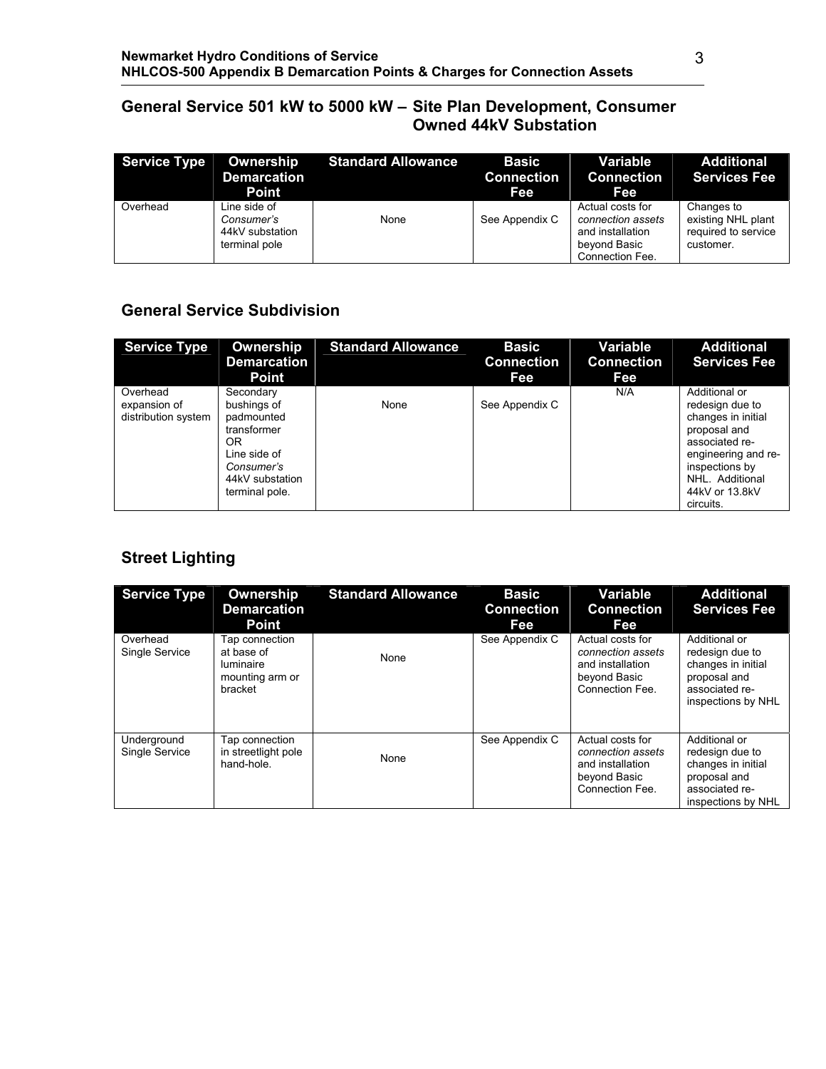## General Service 501 kW to 5000 kW – Site Plan Development, Consumer Owned 44kV Substation

| Service Type | Ownership Demarcation Point | Standard Allowance | Basic Connection Fee | Variable Connection Fee | Additional Services Fee |
|---|---|---|---|---|---|
| Overhead | Line side of *Consumer's* 44kV substation terminal pole | None | See Appendix C | Actual costs for *connection assets* and installation beyond Basic Connection Fee. | Changes to existing NHL plant required to service customer. |

## General Service Subdivision

| Service Type | Ownership Demarcation Point | Standard Allowance | Basic Connection Fee | Variable Connection Fee | Additional Services Fee |
|---|---|---|---|---|---|
| Overhead expansion of distribution system | Secondary bushings of padmounted transformer OR Line side of *Consumer's* 44kV substation terminal pole. | None | See Appendix C | N/A | Additional or redesign due to changes in initial proposal and associated re-engineering and re-inspections by NHL. Additional 44kV or 13.8kV circuits. |

## Street Lighting

| Service Type | Ownership Demarcation Point | Standard Allowance | Basic Connection Fee | Variable Connection Fee | Additional Services Fee |
|---|---|---|---|---|---|
| Overhead Single Service | Tap connection at base of luminaire mounting arm or bracket | None | See Appendix C | Actual costs for *connection assets* and installation beyond Basic Connection Fee. | Additional or redesign due to changes in initial proposal and associated re-inspections by NHL |
| Underground Single Service | Tap connection in streetlight pole hand-hole. | None | See Appendix C | Actual costs for *connection assets* and installation beyond Basic Connection Fee. | Additional or redesign due to changes in initial proposal and associated re-inspections by NHL |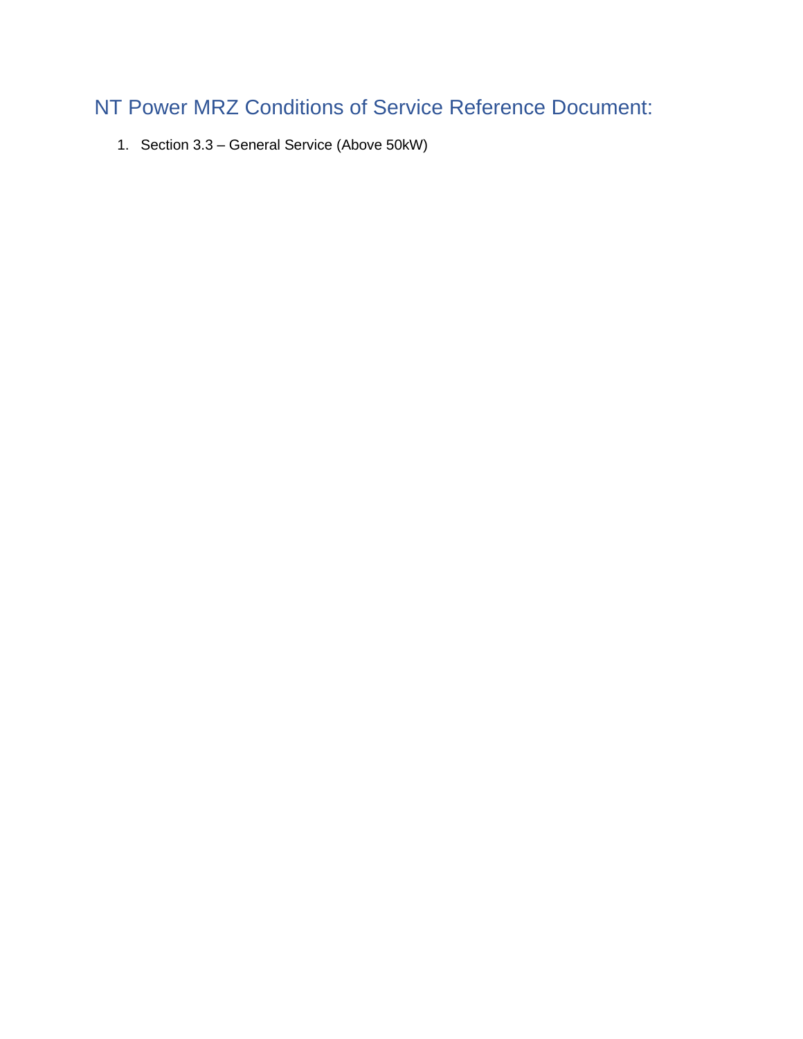# NT Power MRZ Conditions of Service Reference Document:

1. Section 3.3 – General Service (Above 50kW)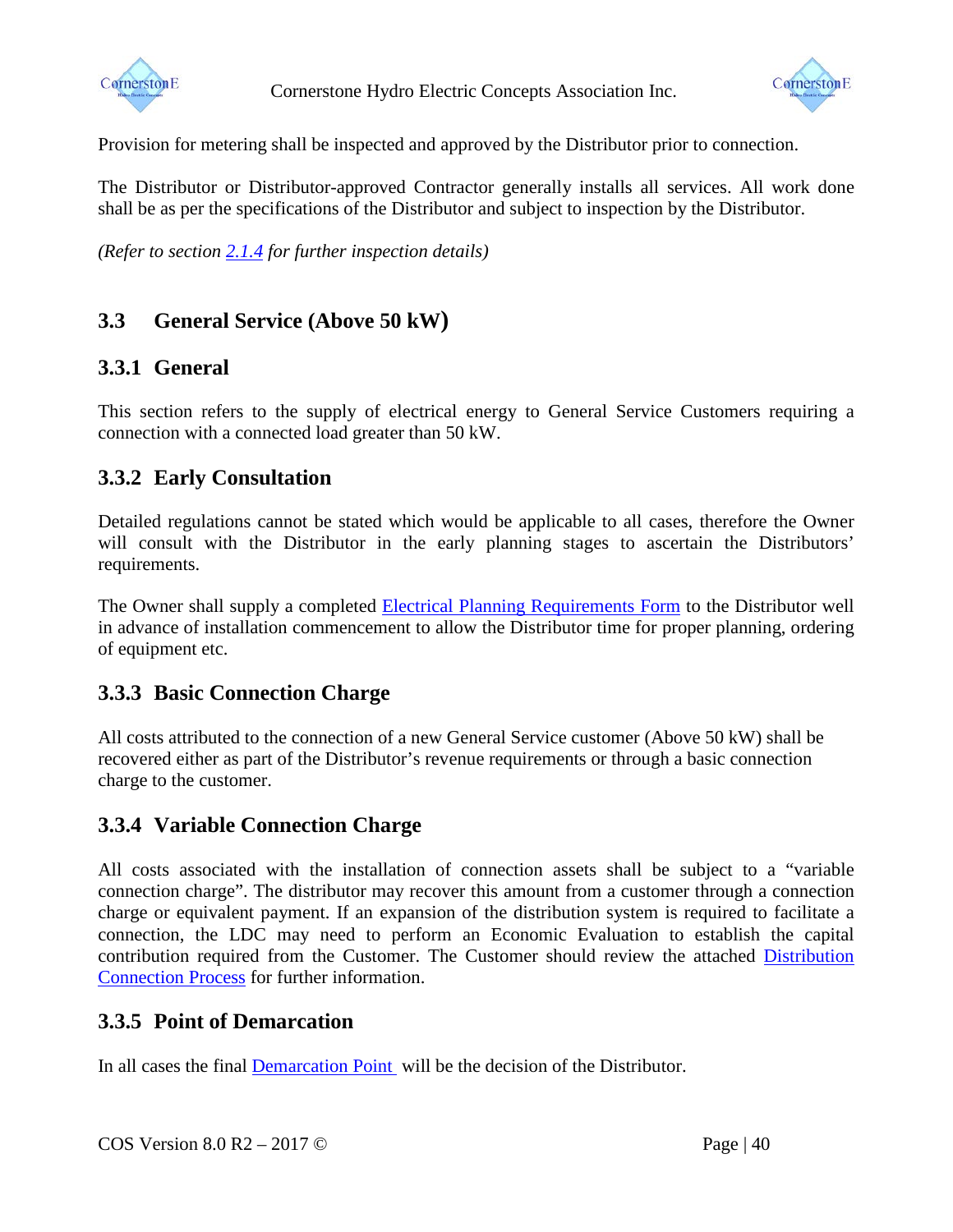Provision for metering shall be inspected and approved by the Distributor prior to connection.

The Distributor or Distributor-approved Contractor generally installs all services. All work done shall be as per the specifications of the Distributor and subject to inspection by the Distributor.

*(Refer to section 2.1.4 for further inspection details)*

## 3.3 General Service (Above 50 kW)

### 3.3.1 General

This section refers to the supply of electrical energy to General Service Customers requiring a connection with a connected load greater than 50 kW.

### 3.3.2 Early Consultation

Detailed regulations cannot be stated which would be applicable to all cases, therefore the Owner will consult with the Distributor in the early planning stages to ascertain the Distributors' requirements.

The Owner shall supply a completed Electrical Planning Requirements Form to the Distributor well in advance of installation commencement to allow the Distributor time for proper planning, ordering of equipment etc.

### 3.3.3 Basic Connection Charge

All costs attributed to the connection of a new General Service customer (Above 50 kW) shall be recovered either as part of the Distributor's revenue requirements or through a basic connection charge to the customer.

### 3.3.4 Variable Connection Charge

All costs associated with the installation of connection assets shall be subject to a "variable connection charge". The distributor may recover this amount from a customer through a connection charge or equivalent payment. If an expansion of the distribution system is required to facilitate a connection, the LDC may need to perform an Economic Evaluation to establish the capital contribution required from the Customer. The Customer should review the attached Distribution Connection Process for further information.

### 3.3.5 Point of Demarcation

In all cases the final Demarcation Point will be the decision of the Distributor.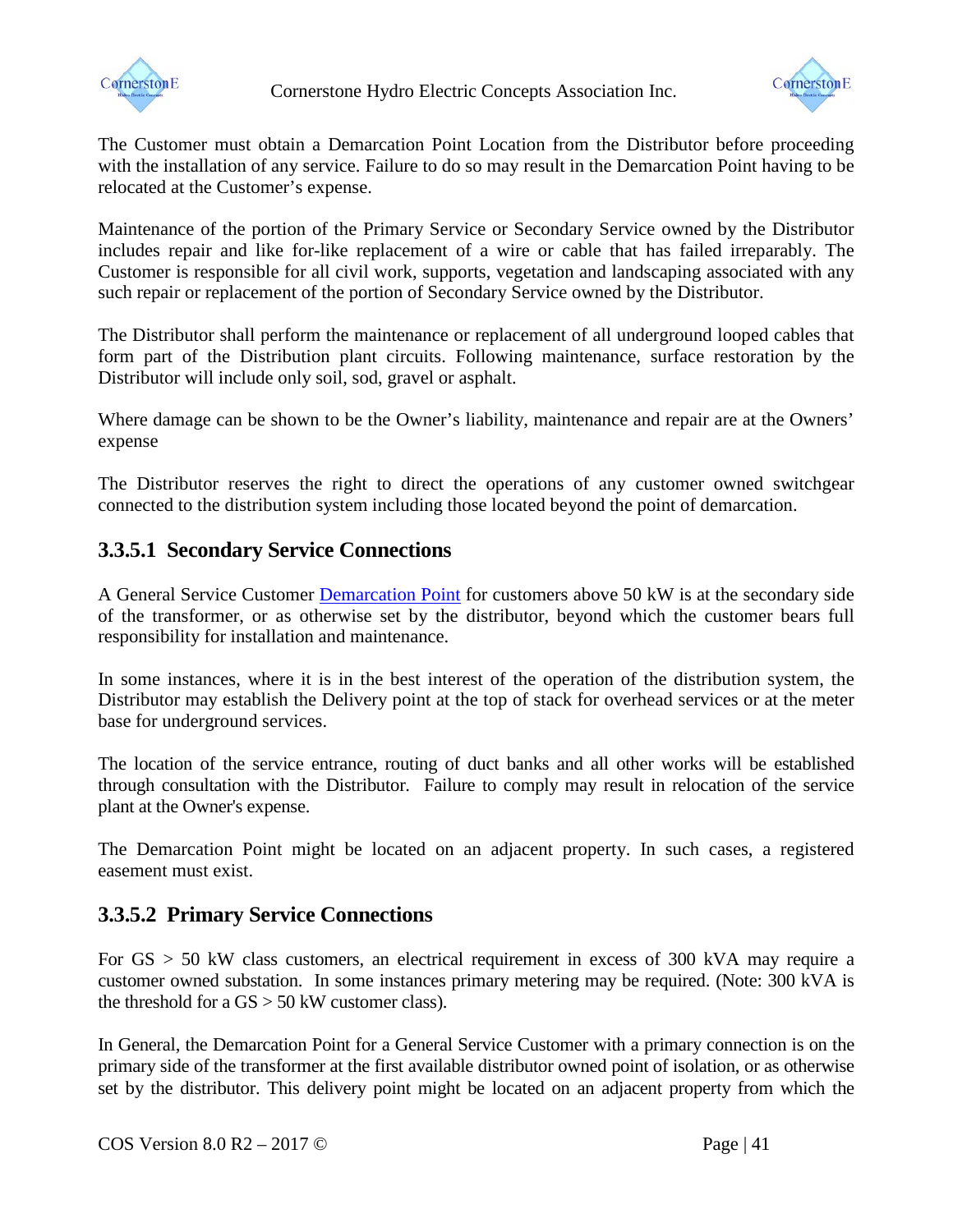The Customer must obtain a Demarcation Point Location from the Distributor before proceeding with the installation of any service. Failure to do so may result in the Demarcation Point having to be relocated at the Customer's expense.

Maintenance of the portion of the Primary Service or Secondary Service owned by the Distributor includes repair and like for-like replacement of a wire or cable that has failed irreparably. The Customer is responsible for all civil work, supports, vegetation and landscaping associated with any such repair or replacement of the portion of Secondary Service owned by the Distributor.

The Distributor shall perform the maintenance or replacement of all underground looped cables that form part of the Distribution plant circuits. Following maintenance, surface restoration by the Distributor will include only soil, sod, gravel or asphalt.

Where damage can be shown to be the Owner's liability, maintenance and repair are at the Owners' expense

The Distributor reserves the right to direct the operations of any customer owned switchgear connected to the distribution system including those located beyond the point of demarcation.

### 3.3.5.1 Secondary Service Connections

A General Service Customer Demarcation Point for customers above 50 kW is at the secondary side of the transformer, or as otherwise set by the distributor, beyond which the customer bears full responsibility for installation and maintenance.

In some instances, where it is in the best interest of the operation of the distribution system, the Distributor may establish the Delivery point at the top of stack for overhead services or at the meter base for underground services.

The location of the service entrance, routing of duct banks and all other works will be established through consultation with the Distributor. Failure to comply may result in relocation of the service plant at the Owner's expense.

The Demarcation Point might be located on an adjacent property. In such cases, a registered easement must exist.

### 3.3.5.2 Primary Service Connections

For GS > 50 kW class customers, an electrical requirement in excess of 300 kVA may require a customer owned substation. In some instances primary metering may be required. (Note: 300 kVA is the threshold for a GS > 50 kW customer class).

In General, the Demarcation Point for a General Service Customer with a primary connection is on the primary side of the transformer at the first available distributor owned point of isolation, or as otherwise set by the distributor. This delivery point might be located on an adjacent property from which the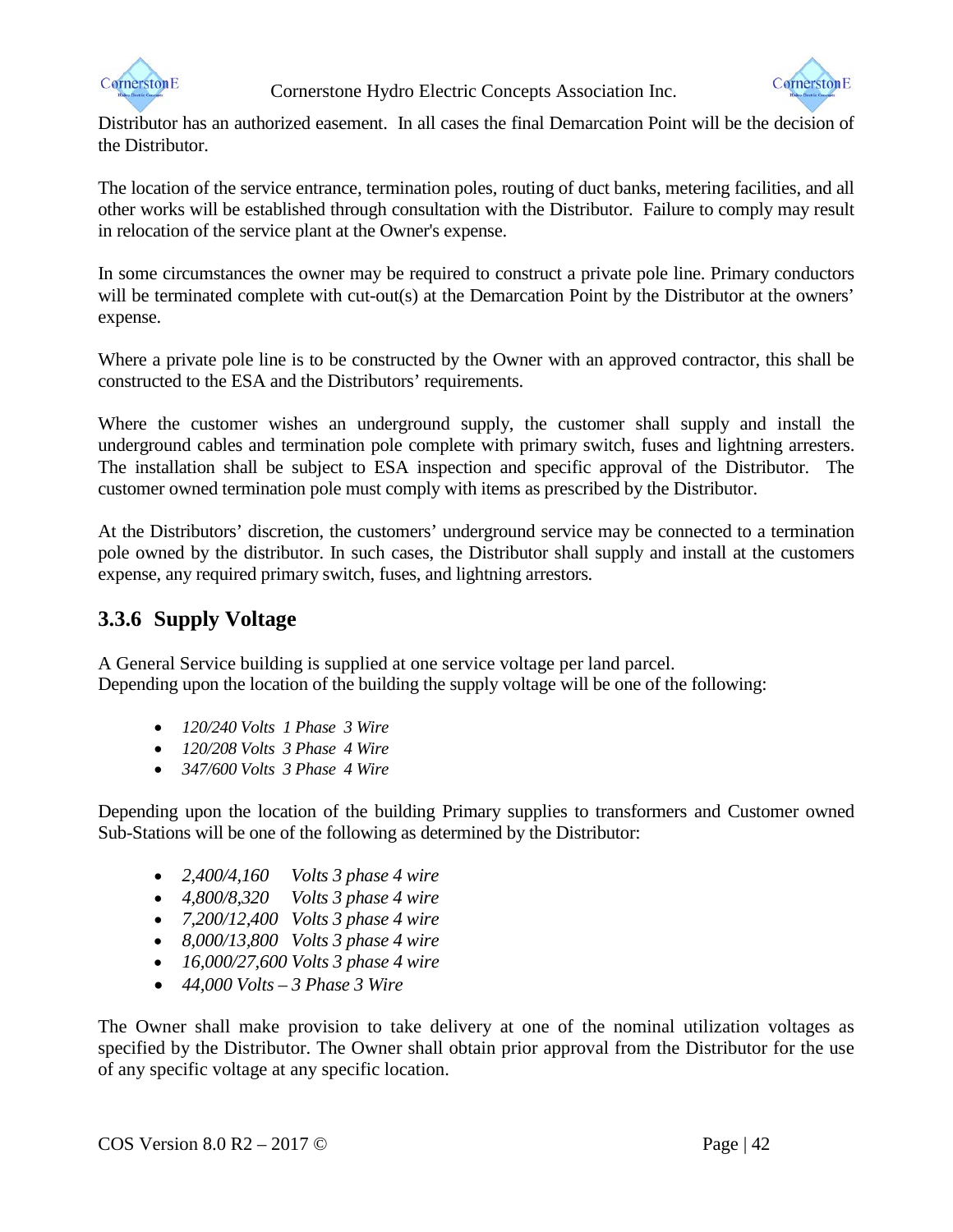Distributor has an authorized easement. In all cases the final Demarcation Point will be the decision of the Distributor.

The location of the service entrance, termination poles, routing of duct banks, metering facilities, and all other works will be established through consultation with the Distributor. Failure to comply may result in relocation of the service plant at the Owner's expense.

In some circumstances the owner may be required to construct a private pole line. Primary conductors will be terminated complete with cut-out(s) at the Demarcation Point by the Distributor at the owners' expense.

Where a private pole line is to be constructed by the Owner with an approved contractor, this shall be constructed to the ESA and the Distributors' requirements.

Where the customer wishes an underground supply, the customer shall supply and install the underground cables and termination pole complete with primary switch, fuses and lightning arresters. The installation shall be subject to ESA inspection and specific approval of the Distributor. The customer owned termination pole must comply with items as prescribed by the Distributor.

At the Distributors' discretion, the customers' underground service may be connected to a termination pole owned by the distributor. In such cases, the Distributor shall supply and install at the customers expense, any required primary switch, fuses, and lightning arrestors.

### 3.3.6 Supply Voltage

A General Service building is supplied at one service voltage per land parcel.
Depending upon the location of the building the supply voltage will be one of the following:

- *120/240 Volts 1 Phase 3 Wire*
- *120/208 Volts 3 Phase 4 Wire*
- *347/600 Volts 3 Phase 4 Wire*

Depending upon the location of the building Primary supplies to transformers and Customer owned Sub-Stations will be one of the following as determined by the Distributor:

- *2,400/4,160 Volts 3 phase 4 wire*
- *4,800/8,320 Volts 3 phase 4 wire*
- *7,200/12,400 Volts 3 phase 4 wire*
- *8,000/13,800 Volts 3 phase 4 wire*
- *16,000/27,600 Volts 3 phase 4 wire*
- *44,000 Volts – 3 Phase 3 Wire*

The Owner shall make provision to take delivery at one of the nominal utilization voltages as specified by the Distributor. The Owner shall obtain prior approval from the Distributor for the use of any specific voltage at any specific location.